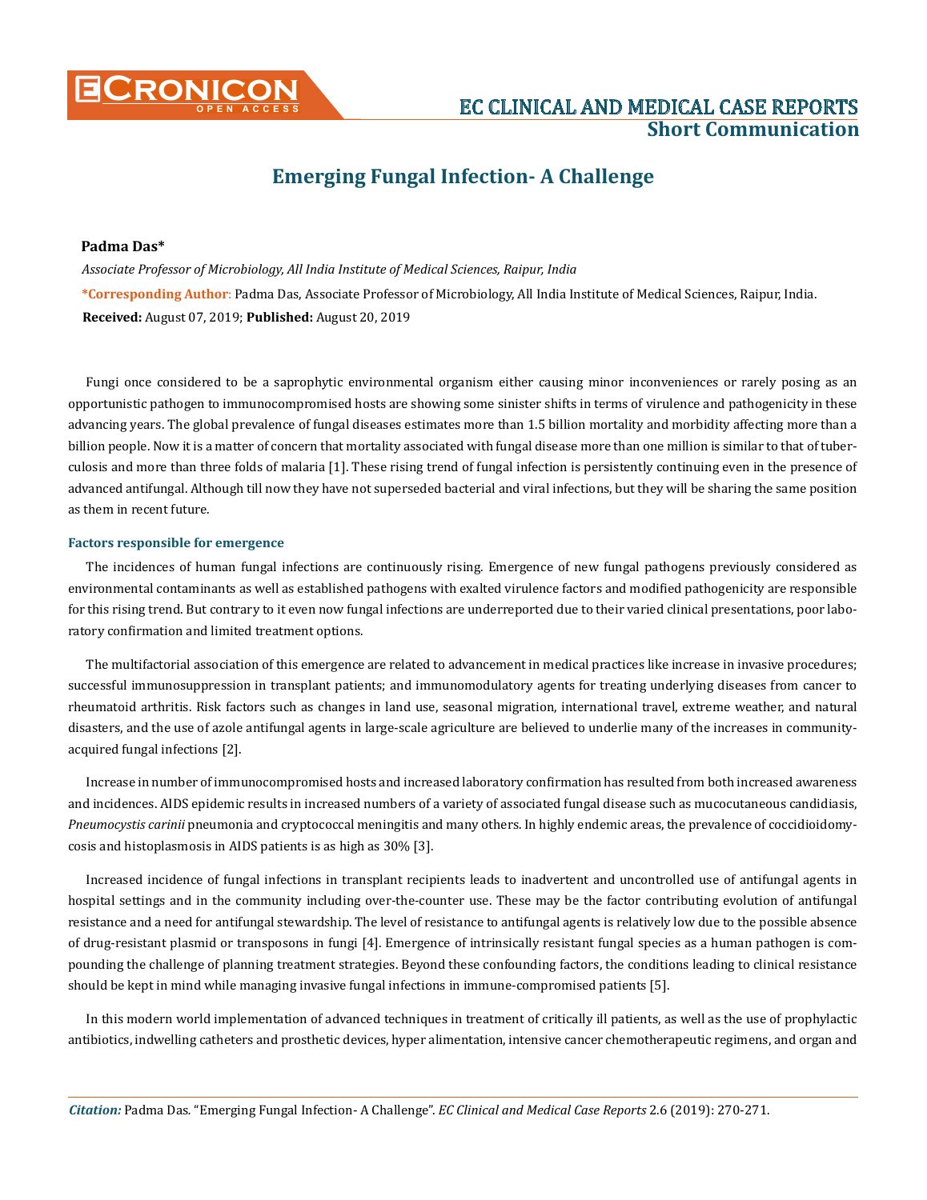# Emerging Fungal Infection- A Challenge

**Padma Das***

*Associate Professor of Microbiology, All India Institute of Medical Sciences, Raipur, India*

***Corresponding Author**: Padma Das, Associate Professor of Microbiology, All India Institute of Medical Sciences, Raipur, India.

**Received:** August 07, 2019; **Published:** August 20, 2019

Fungi once considered to be a saprophytic environmental organism either causing minor inconveniences or rarely posing as an opportunistic pathogen to immunocompromised hosts are showing some sinister shifts in terms of virulence and pathogenicity in these advancing years. The global prevalence of fungal diseases estimates more than 1.5 billion mortality and morbidity affecting more than a billion people. Now it is a matter of concern that mortality associated with fungal disease more than one million is similar to that of tuberculosis and more than three folds of malaria [1]. These rising trend of fungal infection is persistently continuing even in the presence of advanced antifungal. Although till now they have not superseded bacterial and viral infections, but they will be sharing the same position as them in recent future.

### Factors responsible for emergence

The incidences of human fungal infections are continuously rising. Emergence of new fungal pathogens previously considered as environmental contaminants as well as established pathogens with exalted virulence factors and modified pathogenicity are responsible for this rising trend. But contrary to it even now fungal infections are underreported due to their varied clinical presentations, poor laboratory confirmation and limited treatment options.

The multifactorial association of this emergence are related to advancement in medical practices like increase in invasive procedures; successful immunosuppression in transplant patients; and immunomodulatory agents for treating underlying diseases from cancer to rheumatoid arthritis. Risk factors such as changes in land use, seasonal migration, international travel, extreme weather, and natural disasters, and the use of azole antifungal agents in large-scale agriculture are believed to underlie many of the increases in community-acquired fungal infections [2].

Increase in number of immunocompromised hosts and increased laboratory confirmation has resulted from both increased awareness and incidences. AIDS epidemic results in increased numbers of a variety of associated fungal disease such as mucocutaneous candidiasis, *Pneumocystis carinii* pneumonia and cryptococcal meningitis and many others. In highly endemic areas, the prevalence of coccidioidomycosis and histoplasmosis in AIDS patients is as high as 30% [3].

Increased incidence of fungal infections in transplant recipients leads to inadvertent and uncontrolled use of antifungal agents in hospital settings and in the community including over-the-counter use. These may be the factor contributing evolution of antifungal resistance and a need for antifungal stewardship. The level of resistance to antifungal agents is relatively low due to the possible absence of drug-resistant plasmid or transposons in fungi [4]. Emergence of intrinsically resistant fungal species as a human pathogen is compounding the challenge of planning treatment strategies. Beyond these confounding factors, the conditions leading to clinical resistance should be kept in mind while managing invasive fungal infections in immune-compromised patients [5].

In this modern world implementation of advanced techniques in treatment of critically ill patients, as well as the use of prophylactic antibiotics, indwelling catheters and prosthetic devices, hyper alimentation, intensive cancer chemotherapeutic regimens, and organ and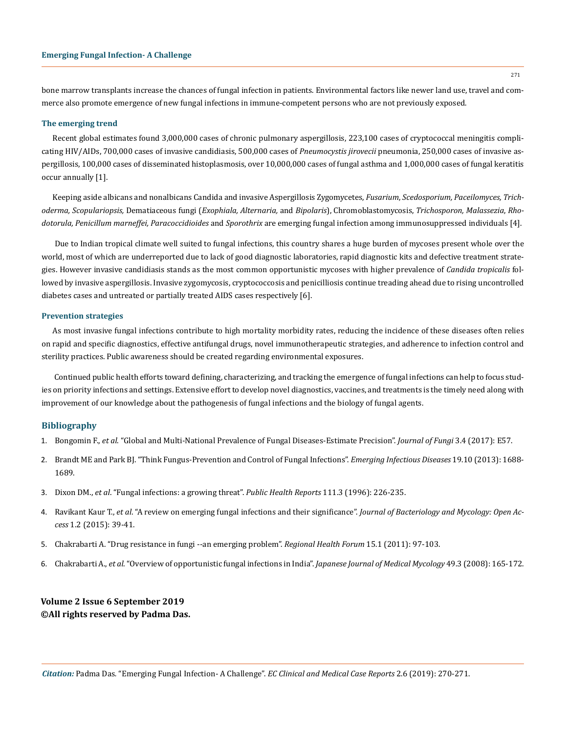bone marrow transplants increase the chances of fungal infection in patients. Environmental factors like newer land use, travel and commerce also promote emergence of new fungal infections in immune-competent persons who are not previously exposed.

### The emerging trend

Recent global estimates found 3,000,000 cases of chronic pulmonary aspergillosis, 223,100 cases of cryptococcal meningitis complicating HIV/AIDs, 700,000 cases of invasive candidiasis, 500,000 cases of *Pneumocystis jirovecii* pneumonia, 250,000 cases of invasive aspergillosis, 100,000 cases of disseminated histoplasmosis, over 10,000,000 cases of fungal asthma and 1,000,000 cases of fungal keratitis occur annually [1].

Keeping aside albicans and nonalbicans Candida and invasive Aspergillosis Zygomycetes, *Fusarium*, *Scedosporium, Paceilomyces, Trichoderma, Scopulariopsis,* Dematiaceous fungi (*Exophiala, Alternaria,* and *Bipolaris*), Chromoblastomycosis, *Trichosporon, Malassezia*, *Rhodotorula, Penicillum marneffei, Paracoccidioides* and *Sporothrix* are emerging fungal infection among immunosuppressed individuals [4].

Due to Indian tropical climate well suited to fungal infections, this country shares a huge burden of mycoses present whole over the world, most of which are underreported due to lack of good diagnostic laboratories, rapid diagnostic kits and defective treatment strategies. However invasive candidiasis stands as the most common opportunistic mycoses with higher prevalence of *Candida tropicalis* followed by invasive aspergillosis. Invasive zygomycosis, cryptococcosis and penicilliosis continue treading ahead due to rising uncontrolled diabetes cases and untreated or partially treated AIDS cases respectively [6].

### Prevention strategies

As most invasive fungal infections contribute to high mortality morbidity rates, reducing the incidence of these diseases often relies on rapid and specific diagnostics, effective antifungal drugs, novel immunotherapeutic strategies, and adherence to infection control and sterility practices. Public awareness should be created regarding environmental exposures.

Continued public health efforts toward defining, characterizing, and tracking the emergence of fungal infections can help to focus studies on priority infections and settings. Extensive effort to develop novel diagnostics, vaccines, and treatments is the timely need along with improvement of our knowledge about the pathogenesis of fungal infections and the biology of fungal agents.

## Bibliography

1. Bongomin F., *et al.* "Global and Multi-National Prevalence of Fungal Diseases-Estimate Precision". *Journal of Fungi* 3.4 (2017): E57.
2. Brandt ME and Park BJ. "Think Fungus-Prevention and Control of Fungal Infections". *Emerging Infectious Diseases* 19.10 (2013): 1688-1689.
3. Dixon DM., *et al*. "Fungal infections: a growing threat". *Public Health Reports* 111.3 (1996): 226-235.
4. Ravikant Kaur T., *et al*. "A review on emerging fungal infections and their significance". *Journal of Bacteriology and Mycology: Open Access* 1.2 (2015): 39-41.
5. Chakrabarti A. "Drug resistance in fungi --an emerging problem". *Regional Health Forum* 15.1 (2011): 97-103.
6. Chakrabarti A., *et al*. "Overview of opportunistic fungal infections in India". *Japanese Journal of Medical Mycology* 49.3 (2008): 165-172.

**Volume 2 Issue 6 September 2019**
**©All rights reserved by Padma Das.**